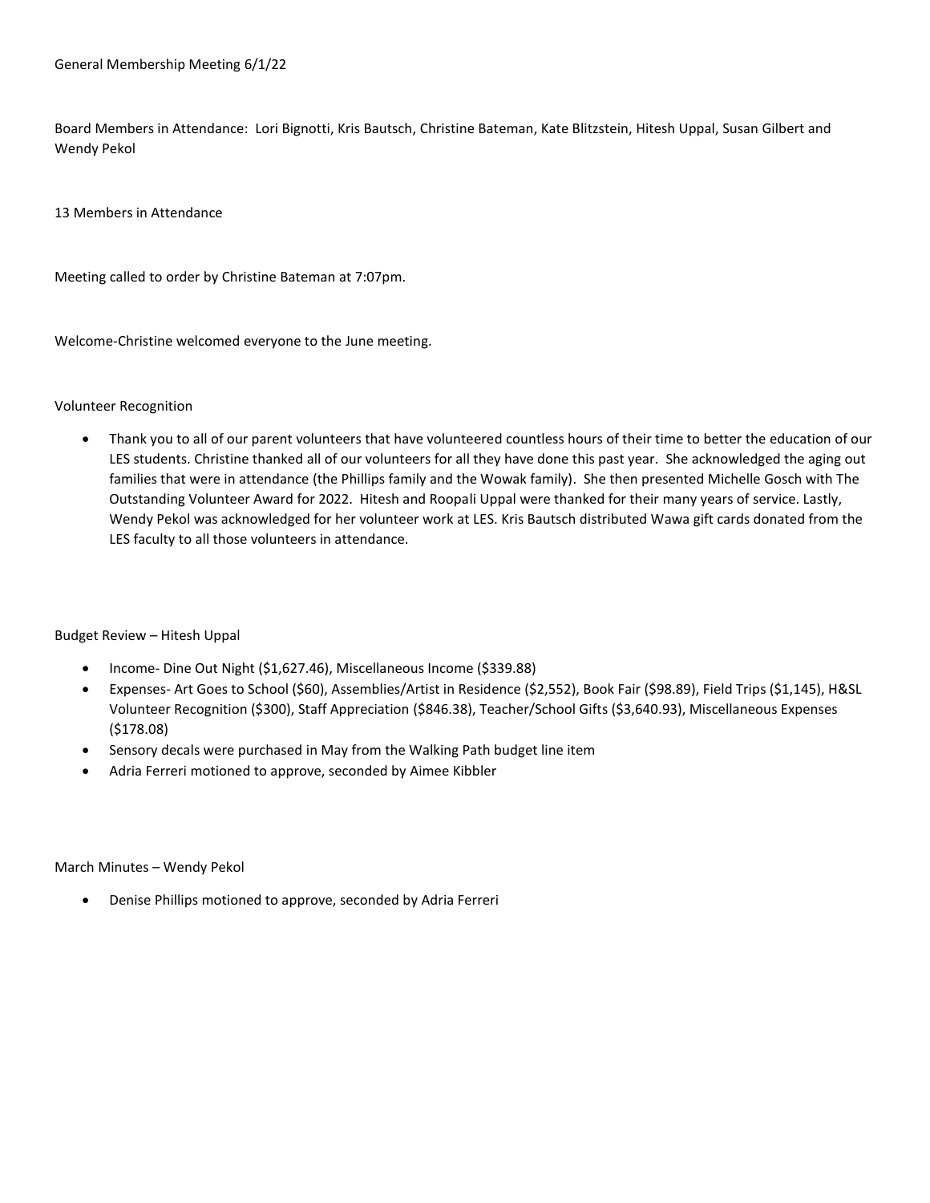General Membership Meeting 6/1/22

Board Members in Attendance: Lori Bignotti, Kris Bautsch, Christine Bateman, Kate Blitzstein, Hitesh Uppal, Susan Gilbert and Wendy Pekol

13 Members in Attendance

Meeting called to order by Christine Bateman at 7:07pm.

Welcome-Christine welcomed everyone to the June meeting.

Volunteer Recognition

- Thank you to all of our parent volunteers that have volunteered countless hours of their time to better the education of our LES students. Christine thanked all of our volunteers for all they have done this past year. She acknowledged the aging out families that were in attendance (the Phillips family and the Wowak family). She then presented Michelle Gosch with The Outstanding Volunteer Award for 2022. Hitesh and Roopali Uppal were thanked for their many years of service. Lastly, Wendy Pekol was acknowledged for her volunteer work at LES. Kris Bautsch distributed Wawa gift cards donated from the LES faculty to all those volunteers in attendance.

Budget Review – Hitesh Uppal

- Income- Dine Out Night ($1,627.46), Miscellaneous Income ($339.88)
- Expenses- Art Goes to School ($60), Assemblies/Artist in Residence ($2,552), Book Fair ($98.89), Field Trips ($1,145), H&SL Volunteer Recognition ($300), Staff Appreciation ($846.38), Teacher/School Gifts ($3,640.93), Miscellaneous Expenses ($178.08)
- Sensory decals were purchased in May from the Walking Path budget line item
- Adria Ferreri motioned to approve, seconded by Aimee Kibbler

March Minutes – Wendy Pekol

- Denise Phillips motioned to approve, seconded by Adria Ferreri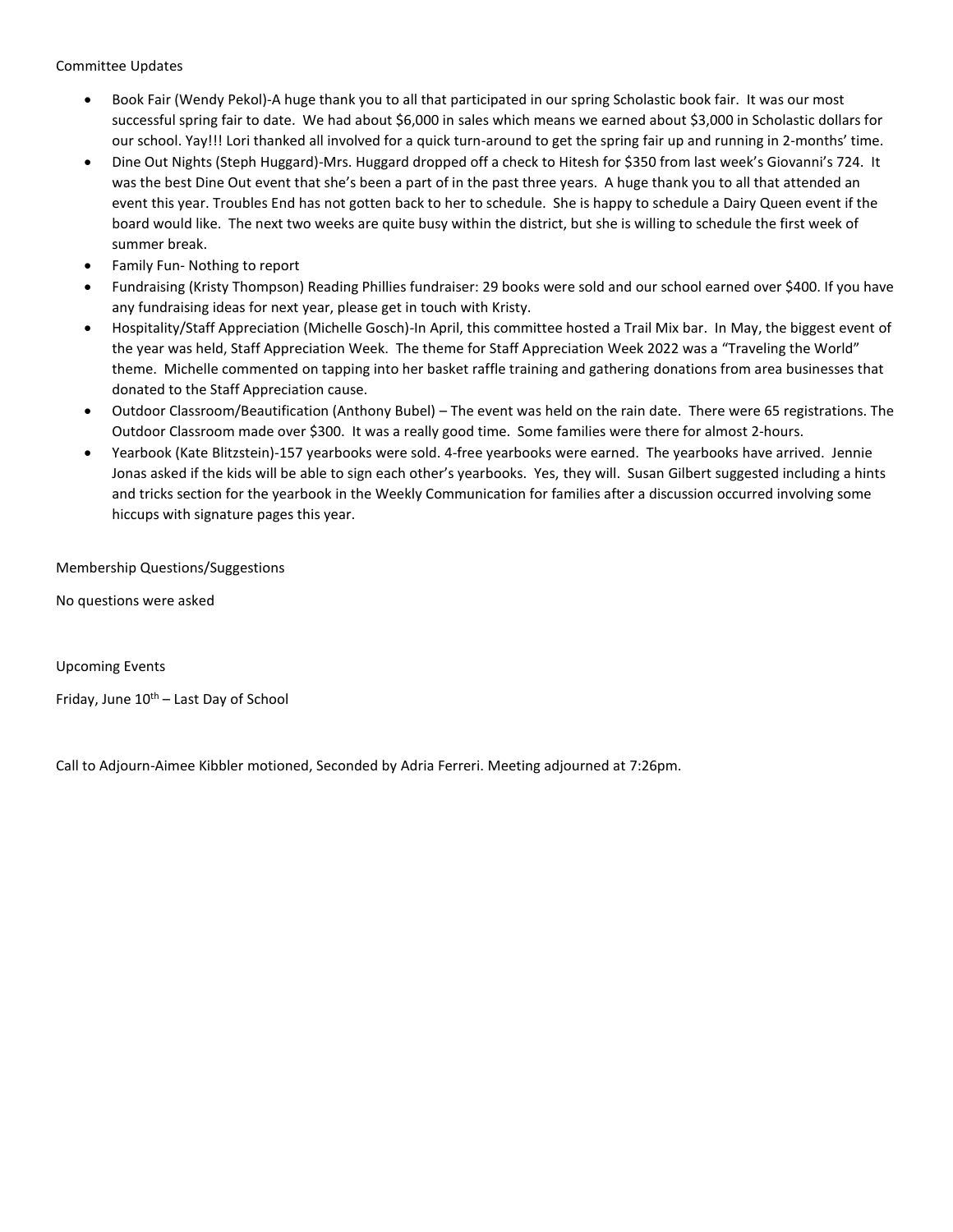Committee Updates

- Book Fair (Wendy Pekol)-A huge thank you to all that participated in our spring Scholastic book fair. It was our most successful spring fair to date. We had about $6,000 in sales which means we earned about $3,000 in Scholastic dollars for our school. Yay!!! Lori thanked all involved for a quick turn-around to get the spring fair up and running in 2-months' time.
- Dine Out Nights (Steph Huggard)-Mrs. Huggard dropped off a check to Hitesh for $350 from last week's Giovanni's 724. It was the best Dine Out event that she's been a part of in the past three years. A huge thank you to all that attended an event this year. Troubles End has not gotten back to her to schedule. She is happy to schedule a Dairy Queen event if the board would like. The next two weeks are quite busy within the district, but she is willing to schedule the first week of summer break.
- Family Fun- Nothing to report
- Fundraising (Kristy Thompson) Reading Phillies fundraiser: 29 books were sold and our school earned over $400. If you have any fundraising ideas for next year, please get in touch with Kristy.
- Hospitality/Staff Appreciation (Michelle Gosch)-In April, this committee hosted a Trail Mix bar. In May, the biggest event of the year was held, Staff Appreciation Week. The theme for Staff Appreciation Week 2022 was a "Traveling the World" theme. Michelle commented on tapping into her basket raffle training and gathering donations from area businesses that donated to the Staff Appreciation cause.
- Outdoor Classroom/Beautification (Anthony Bubel) – The event was held on the rain date. There were 65 registrations. The Outdoor Classroom made over $300. It was a really good time. Some families were there for almost 2-hours.
- Yearbook (Kate Blitzstein)-157 yearbooks were sold. 4-free yearbooks were earned. The yearbooks have arrived. Jennie Jonas asked if the kids will be able to sign each other's yearbooks. Yes, they will. Susan Gilbert suggested including a hints and tricks section for the yearbook in the Weekly Communication for families after a discussion occurred involving some hiccups with signature pages this year.

Membership Questions/Suggestions

No questions were asked

Upcoming Events

Friday, June 10th – Last Day of School

Call to Adjourn-Aimee Kibbler motioned, Seconded by Adria Ferreri. Meeting adjourned at 7:26pm.